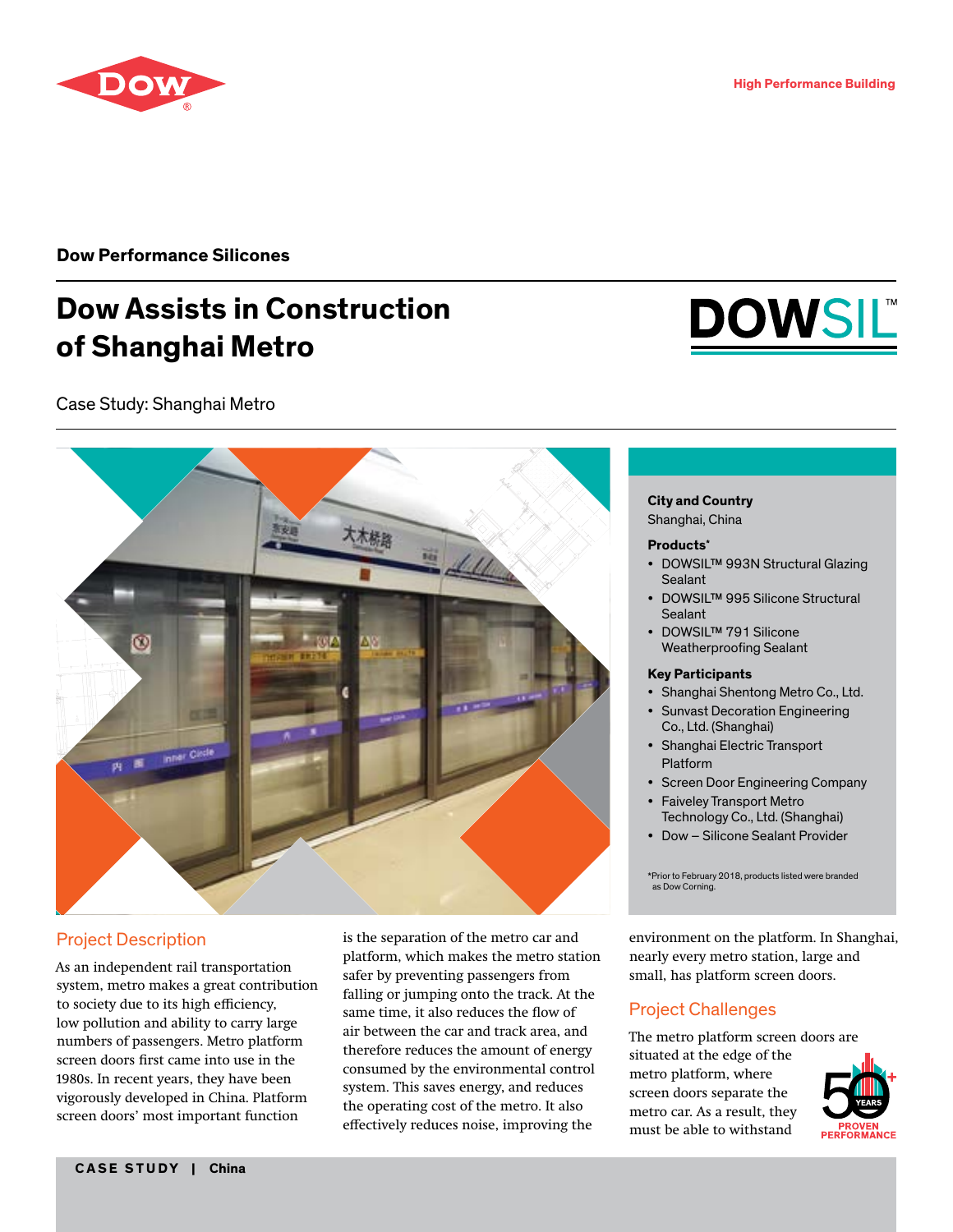Dow Performance Silicones

# Dow Assists in Construction of Shanghai Metro

Case Study: Shanghai Metro

**City and Country**
Shanghai, China

**Products***

- DOWSIL™ 993N Structural Glazing Sealant
- DOWSIL™ 995 Silicone Structural Sealant
- DOWSIL™ 791 Silicone Weatherproofing Sealant

**Key Participants**

- Shanghai Shentong Metro Co., Ltd.
- Sunvast Decoration Engineering Co., Ltd. (Shanghai)
- Shanghai Electric Transport Platform
- Screen Door Engineering Company
- Faiveley Transport Metro Technology Co., Ltd. (Shanghai)
- Dow – Silicone Sealant Provider

*Prior to February 2018, products listed were branded as Dow Corning.

## Project Description

As an independent rail transportation system, metro makes a great contribution to society due to its high efficiency, low pollution and ability to carry large numbers of passengers. Metro platform screen doors first came into use in the 1980s. In recent years, they have been vigorously developed in China. Platform screen doors' most important function is the separation of the metro car and platform, which makes the metro station safer by preventing passengers from falling or jumping onto the track. At the same time, it also reduces the flow of air between the car and track area, and therefore reduces the amount of energy consumed by the environmental control system. This saves energy, and reduces the operating cost of the metro. It also effectively reduces noise, improving the environment on the platform. In Shanghai, nearly every metro station, large and small, has platform screen doors.

## Project Challenges

The metro platform screen doors are situated at the edge of the metro platform, where screen doors separate the metro car. As a result, they must be able to withstand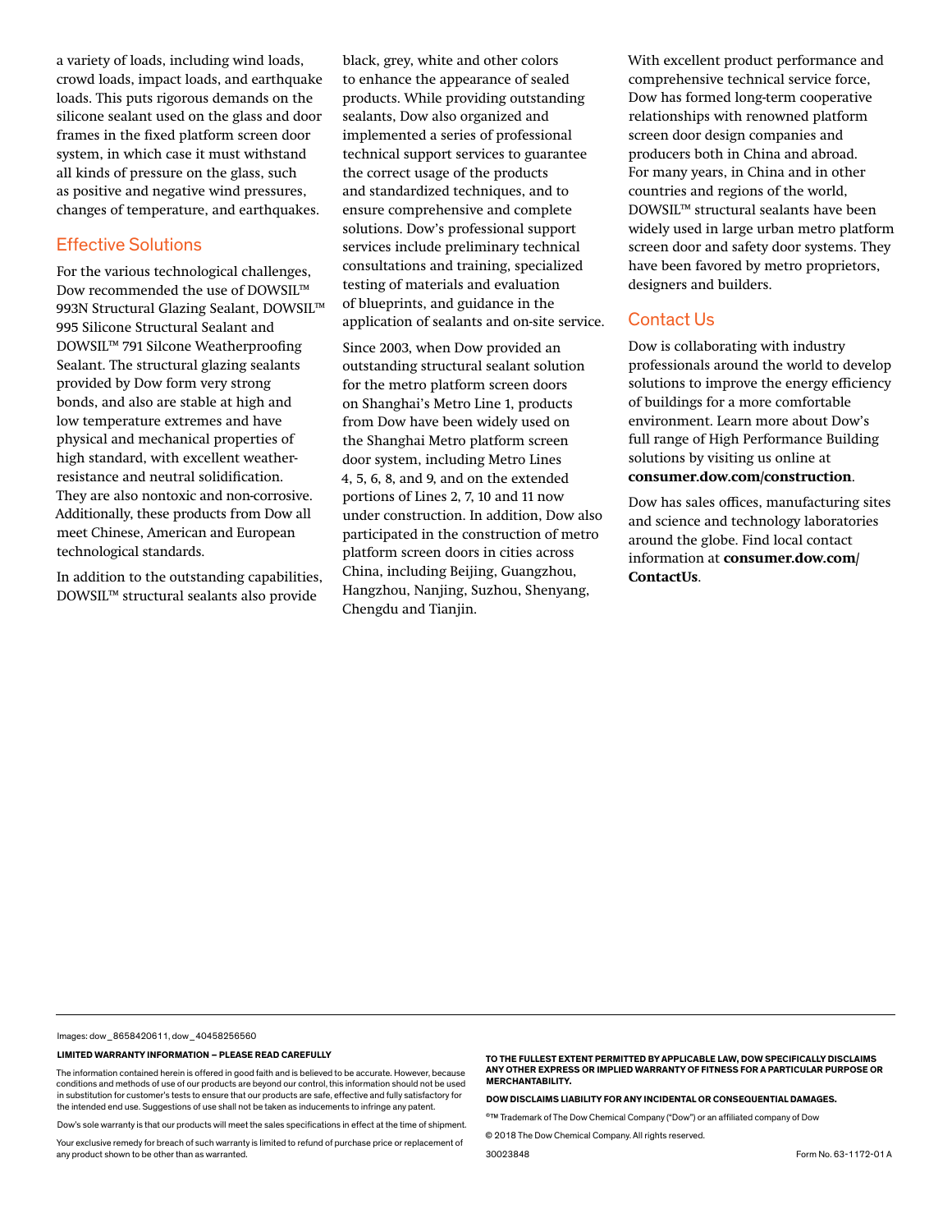a variety of loads, including wind loads, crowd loads, impact loads, and earthquake loads. This puts rigorous demands on the silicone sealant used on the glass and door frames in the fixed platform screen door system, in which case it must withstand all kinds of pressure on the glass, such as positive and negative wind pressures, changes of temperature, and earthquakes.

## Effective Solutions

For the various technological challenges, Dow recommended the use of DOWSIL™ 993N Structural Glazing Sealant, DOWSIL™ 995 Silicone Structural Sealant and DOWSIL™ 791 Silcone Weatherproofing Sealant. The structural glazing sealants provided by Dow form very strong bonds, and also are stable at high and low temperature extremes and have physical and mechanical properties of high standard, with excellent weather-resistance and neutral solidification. They are also nontoxic and non-corrosive. Additionally, these products from Dow all meet Chinese, American and European technological standards.

In addition to the outstanding capabilities, DOWSIL™ structural sealants also provide black, grey, white and other colors to enhance the appearance of sealed products. While providing outstanding sealants, Dow also organized and implemented a series of professional technical support services to guarantee the correct usage of the products and standardized techniques, and to ensure comprehensive and complete solutions. Dow's professional support services include preliminary technical consultations and training, specialized testing of materials and evaluation of blueprints, and guidance in the application of sealants and on-site service.

Since 2003, when Dow provided an outstanding structural sealant solution for the metro platform screen doors on Shanghai's Metro Line 1, products from Dow have been widely used on the Shanghai Metro platform screen door system, including Metro Lines 4, 5, 6, 8, and 9, and on the extended portions of Lines 2, 7, 10 and 11 now under construction. In addition, Dow also participated in the construction of metro platform screen doors in cities across China, including Beijing, Guangzhou, Hangzhou, Nanjing, Suzhou, Shenyang, Chengdu and Tianjin.

With excellent product performance and comprehensive technical service force, Dow has formed long-term cooperative relationships with renowned platform screen door design companies and producers both in China and abroad. For many years, in China and in other countries and regions of the world, DOWSIL™ structural sealants have been widely used in large urban metro platform screen door and safety door systems. They have been favored by metro proprietors, designers and builders.

## Contact Us

Dow is collaborating with industry professionals around the world to develop solutions to improve the energy efficiency of buildings for a more comfortable environment. Learn more about Dow's full range of High Performance Building solutions by visiting us online at **consumer.dow.com/construction**.

Dow has sales offices, manufacturing sites and science and technology laboratories around the globe. Find local contact information at **consumer.dow.com/ContactUs**.

Images: dow_8658420611, dow_40458256560

**LIMITED WARRANTY INFORMATION – PLEASE READ CAREFULLY**

The information contained herein is offered in good faith and is believed to be accurate. However, because conditions and methods of use of our products are beyond our control, this information should not be used in substitution for customer's tests to ensure that our products are safe, effective and fully satisfactory for the intended end use. Suggestions of use shall not be taken as inducements to infringe any patent.

Dow's sole warranty is that our products will meet the sales specifications in effect at the time of shipment.

Your exclusive remedy for breach of such warranty is limited to refund of purchase price or replacement of any product shown to be other than as warranted.

**TO THE FULLEST EXTENT PERMITTED BY APPLICABLE LAW, DOW SPECIFICALLY DISCLAIMS ANY OTHER EXPRESS OR IMPLIED WARRANTY OF FITNESS FOR A PARTICULAR PURPOSE OR MERCHANTABILITY.**

**DOW DISCLAIMS LIABILITY FOR ANY INCIDENTAL OR CONSEQUENTIAL DAMAGES.**

®™ Trademark of The Dow Chemical Company ("Dow") or an affiliated company of Dow

© 2018 The Dow Chemical Company. All rights reserved.

30023848

Form No. 63-1172-01 A